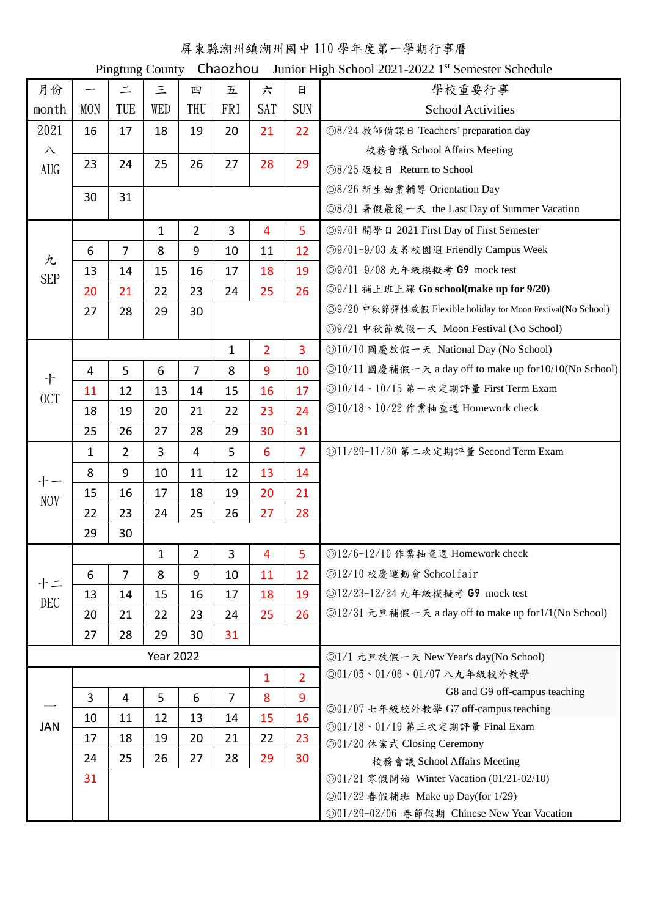# 屏東縣潮州鎮潮州國中 110 學年度第一學期行事曆

Pingtung County Chaozhou Junior High School 2021-2022 1st Semester Schedule

| 月份 month | 一 MON | 二 TUE | 三 WED | 四 THU | 五 FRI | 六 SAT | 日 SUN | 學校重要行事 School Activities |
|---|---|---|---|---|---|---|---|---|
| 2021 八 AUG | 16 | 17 | 18 | 19 | 20 | 21 | 22 | ◎8/24 教師備課日 Teachers' preparation day 校務會議 School Affairs Meeting |
| | 23 | 24 | 25 | 26 | 27 | 28 | 29 | ◎8/25 返校日 Return to School |
| | 30 | 31 | | | | | | ◎8/26 新生始業輔導 Orientation Day ◎8/31 暑假最後一天 the Last Day of Summer Vacation |
| 九 SEP | | | 1 | 2 | 3 | 4 | 5 | ◎9/01 開學日 2021 First Day of First Semester |
| | 6 | 7 | 8 | 9 | 10 | 11 | 12 | ◎9/01-9/03 友善校園週 Friendly Campus Week |
| | 13 | 14 | 15 | 16 | 17 | 18 | 19 | ◎9/01-9/08 九年級模擬考 G9 mock test |
| | 20 | 21 | 22 | 23 | 24 | 25 | 26 | ◎9/11 補上班上課 **Go school(make up for 9/20)** |
| | 27 | 28 | 29 | 30 | | | | ◎9/20 中秋節彈性放假 Flexible holiday for Moon Festival(No School) ◎9/21 中秋節放假一天 Moon Festival (No School) |
| 十 OCT | | | | | 1 | 2 | 3 | ◎10/10 國慶放假一天 National Day (No School) |
| | 4 | 5 | 6 | 7 | 8 | 9 | 10 | ◎10/11 國慶補假一天 a day off to make up for10/10(No School) |
| | 11 | 12 | 13 | 14 | 15 | 16 | 17 | ◎10/14、10/15 第一次定期評量 First Term Exam |
| | 18 | 19 | 20 | 21 | 22 | 23 | 24 | ◎10/18、10/22 作業抽查週 Homework check |
| | 25 | 26 | 27 | 28 | 29 | 30 | 31 | |
| 十一 NOV | 1 | 2 | 3 | 4 | 5 | 6 | 7 | ◎11/29-11/30 第二次定期評量 Second Term Exam |
| | 8 | 9 | 10 | 11 | 12 | 13 | 14 | |
| | 15 | 16 | 17 | 18 | 19 | 20 | 21 | |
| | 22 | 23 | 24 | 25 | 26 | 27 | 28 | |
| | 29 | 30 | | | | | | |
| 十二 DEC | | | 1 | 2 | 3 | 4 | 5 | ◎12/6-12/10 作業抽查週 Homework check |
| | 6 | 7 | 8 | 9 | 10 | 11 | 12 | ◎12/10 校慶運動會 Schoolfair |
| | 13 | 14 | 15 | 16 | 17 | 18 | 19 | ◎12/23-12/24 九年級模擬考 G9 mock test |
| | 20 | 21 | 22 | 23 | 24 | 25 | 26 | ◎12/31 元旦補假一天 a day off to make up for1/1(No School) |
| | 27 | 28 | 29 | 30 | 31 | | | |
| Year 2022 | | | | | | | | ◎1/1 元旦放假一天 New Year's day(No School) |
| 一 JAN | | | | | | 1 | 2 | ◎01/05、01/06、01/07 八九年級校外教學 G8 and G9 off-campus teaching |
| | 3 | 4 | 5 | 6 | 7 | 8 | 9 | ◎01/07 七年級校外教學 G7 off-campus teaching |
| | 10 | 11 | 12 | 13 | 14 | 15 | 16 | ◎01/18、01/19 第三次定期評量 Final Exam |
| | 17 | 18 | 19 | 20 | 21 | 22 | 23 | ◎01/20 休業式 Closing Ceremony 校務會議 School Affairs Meeting |
| | 24 | 25 | 26 | 27 | 28 | 29 | 30 | ◎01/21 寒假開始 Winter Vacation (01/21-02/10) |
| | 31 | | | | | | | ◎01/22 春假補班 Make up Day(for 1/29) ◎01/29-02/06 春節假期 Chinese New Year Vacation |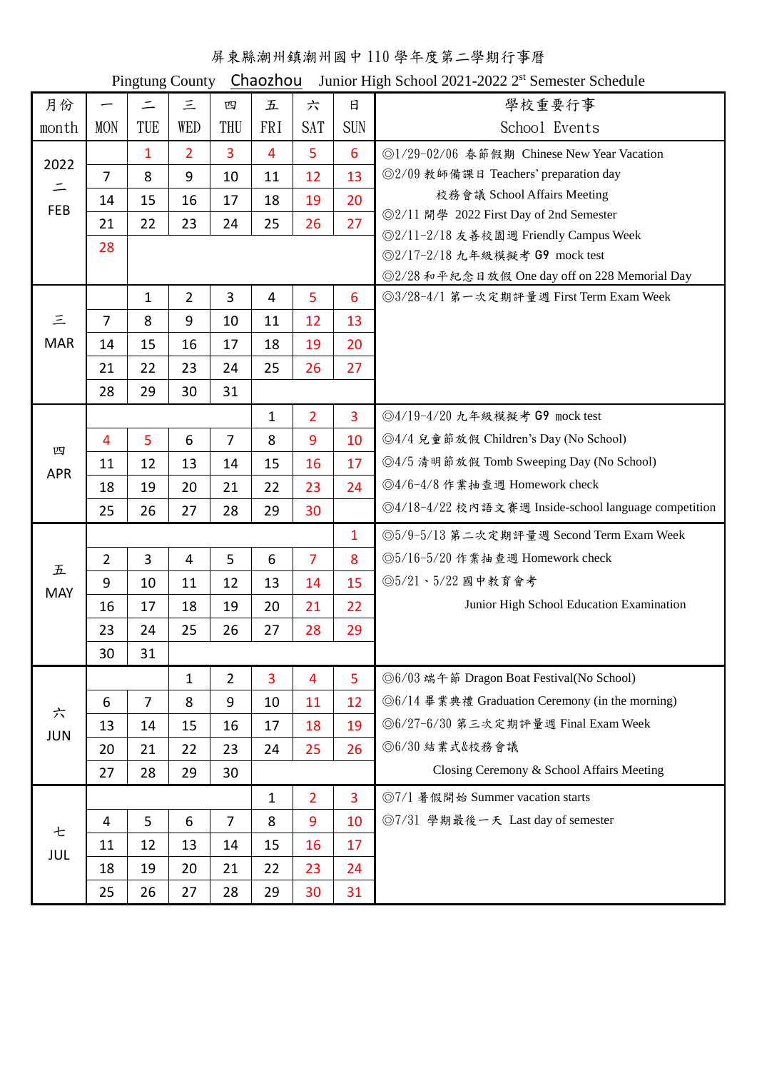屏東縣潮州鎮潮州國中 110 學年度第二學期行事曆

Pingtung County Chaozhou Junior High School 2021-2022 2st Semester Schedule

| 月份 month | 一 MON | 二 TUE | 三 WED | 四 THU | 五 FRI | 六 SAT | 日 SUN | 學校重要行事 School Events |
|---|---|---|---|---|---|---|---|---|
| 2022 二 FEB | | 1 | 2 | 3 | 4 | 5 | 6 | ◎1/29-02/06 春節假期 Chinese New Year Vacation |
| | 7 | 8 | 9 | 10 | 11 | 12 | 13 | ◎2/09 教師備課日 Teachers' preparation day 校務會議 School Affairs Meeting |
| | 14 | 15 | 16 | 17 | 18 | 19 | 20 | ◎2/11 開學 2022 First Day of 2nd Semester |
| | 21 | 22 | 23 | 24 | 25 | 26 | 27 | ◎2/11-2/18 友善校園週 Friendly Campus Week |
| | 28 | | | | | | | ◎2/17-2/18 九年級模擬考 G9 mock test<br>◎2/28 和平紀念日放假 One day off on 228 Memorial Day |
| 三 MAR | | 1 | 2 | 3 | 4 | 5 | 6 | ◎3/28-4/1 第一次定期評量週 First Term Exam Week |
| | 7 | 8 | 9 | 10 | 11 | 12 | 13 | |
| | 14 | 15 | 16 | 17 | 18 | 19 | 20 | |
| | 21 | 22 | 23 | 24 | 25 | 26 | 27 | |
| | 28 | 29 | 30 | 31 | | | | |
| 四 APR | | | | | 1 | 2 | 3 | ◎4/19-4/20 九年級模擬考 G9 mock test |
| | 4 | 5 | 6 | 7 | 8 | 9 | 10 | ◎4/4 兒童節放假 Children's Day (No School) |
| | 11 | 12 | 13 | 14 | 15 | 16 | 17 | ◎4/5 清明節放假 Tomb Sweeping Day (No School) |
| | 18 | 19 | 20 | 21 | 22 | 23 | 24 | ◎4/6-4/8 作業抽查週 Homework check |
| | 25 | 26 | 27 | 28 | 29 | 30 | | ◎4/18-4/22 校內語文賽週 Inside-school language competition |
| 五 MAY | | | | | | | 1 | ◎5/9-5/13 第二次定期評量週 Second Term Exam Week |
| | 2 | 3 | 4 | 5 | 6 | 7 | 8 | ◎5/16-5/20 作業抽查週 Homework check |
| | 9 | 10 | 11 | 12 | 13 | 14 | 15 | ◎5/21、5/22 國中教育會考 Junior High School Education Examination |
| | 16 | 17 | 18 | 19 | 20 | 21 | 22 | |
| | 23 | 24 | 25 | 26 | 27 | 28 | 29 | |
| | 30 | 31 | | | | | | |
| 六 JUN | | | 1 | 2 | 3 | 4 | 5 | ◎6/03 端午節 Dragon Boat Festival(No School) |
| | 6 | 7 | 8 | 9 | 10 | 11 | 12 | ◎6/14 畢業典禮 Graduation Ceremony (in the morning) |
| | 13 | 14 | 15 | 16 | 17 | 18 | 19 | ◎6/27-6/30 第三次定期評量週 Final Exam Week |
| | 20 | 21 | 22 | 23 | 24 | 25 | 26 | ◎6/30 結業式&校務會議 Closing Ceremony & School Affairs Meeting |
| | 27 | 28 | 29 | 30 | | | | |
| 七 JUL | | | | | 1 | 2 | 3 | ◎7/1 暑假開始 Summer vacation starts |
| | 4 | 5 | 6 | 7 | 8 | 9 | 10 | ◎7/31 學期最後一天 Last day of semester |
| | 11 | 12 | 13 | 14 | 15 | 16 | 17 | |
| | 18 | 19 | 20 | 21 | 22 | 23 | 24 | |
| | 25 | 26 | 27 | 28 | 29 | 30 | 31 | |